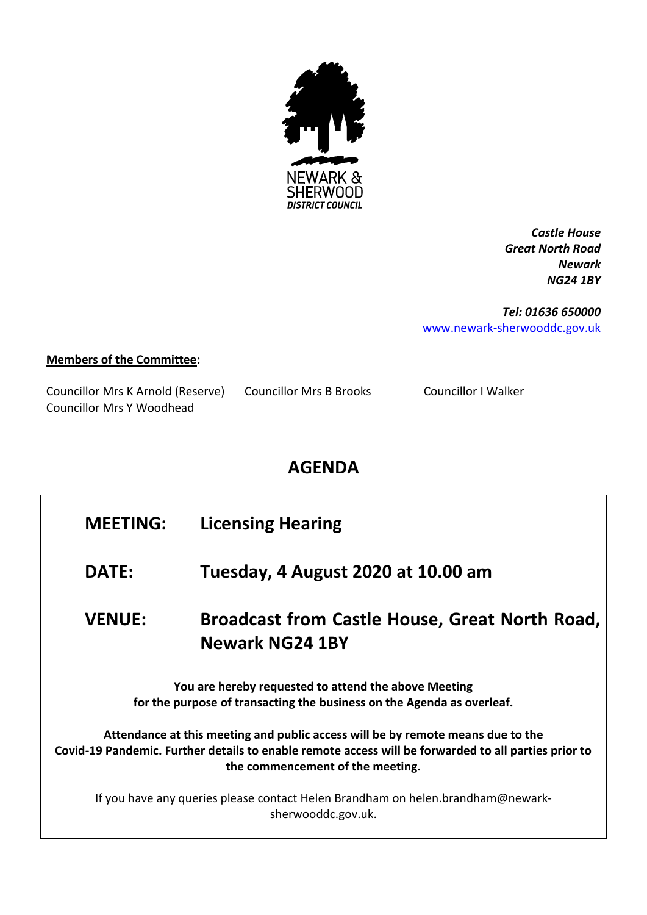NEWARK & SHERWOOD
*DISTRICT COUNCIL*

***Castle House***
***Great North Road***
***Newark***
***NG24 1BY***

***Tel: 01636 650000***
[www.newark-sherwooddc.gov.uk](http://www.newark-sherwooddc.gov.uk)

**Members of the Committee:**

Councillor Mrs K Arnold (Reserve)
Councillor Mrs B Brooks
Councillor I Walker
Councillor Mrs Y Woodhead

# AGENDA

**MEETING:** **Licensing Hearing**

**DATE:** **Tuesday, 4 August 2020 at 10.00 am**

**VENUE:** **Broadcast from Castle House, Great North Road, Newark NG24 1BY**

**You are hereby requested to attend the above Meeting for the purpose of transacting the business on the Agenda as overleaf.**

**Attendance at this meeting and public access will be by remote means due to the Covid-19 Pandemic. Further details to enable remote access will be forwarded to all parties prior to the commencement of the meeting.**

If you have any queries please contact Helen Brandham on helen.brandham@newark-sherwooddc.gov.uk.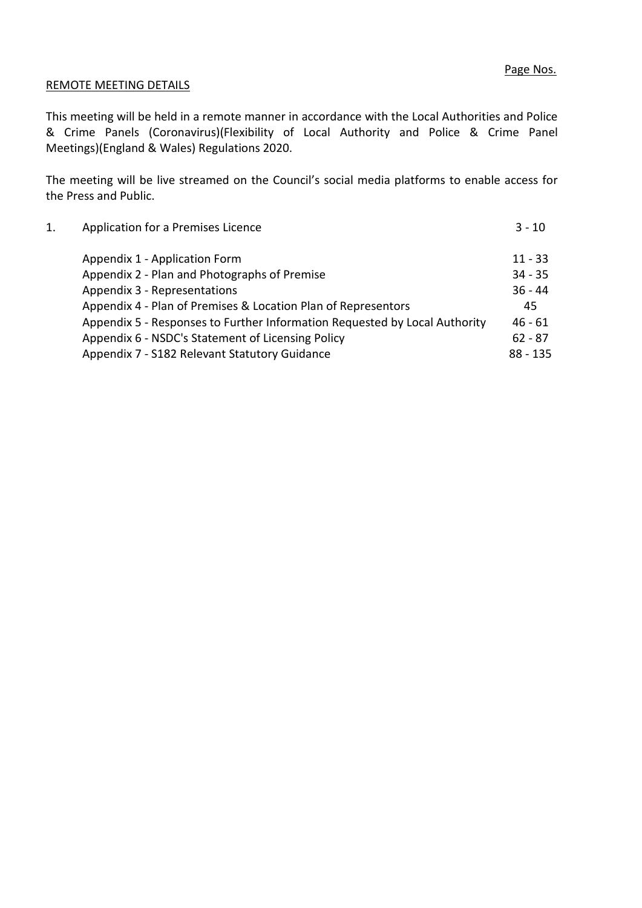Page Nos.

REMOTE MEETING DETAILS

This meeting will be held in a remote manner in accordance with the Local Authorities and Police & Crime Panels (Coronavirus)(Flexibility of Local Authority and Police & Crime Panel Meetings)(England & Wales) Regulations 2020.

The meeting will be live streamed on the Council's social media platforms to enable access for the Press and Public.

| | | |
|---|---|---|
| 1. | Application for a Premises Licence | 3 - 10 |
| | Appendix 1 - Application Form | 11 - 33 |
| | Appendix 2 - Plan and Photographs of Premise | 34 - 35 |
| | Appendix 3 - Representations | 36 - 44 |
| | Appendix 4 - Plan of Premises & Location Plan of Representors | 45 |
| | Appendix 5 - Responses to Further Information Requested by Local Authority | 46 - 61 |
| | Appendix 6 - NSDC's Statement of Licensing Policy | 62 - 87 |
| | Appendix 7 - S182 Relevant Statutory Guidance | 88 - 135 |